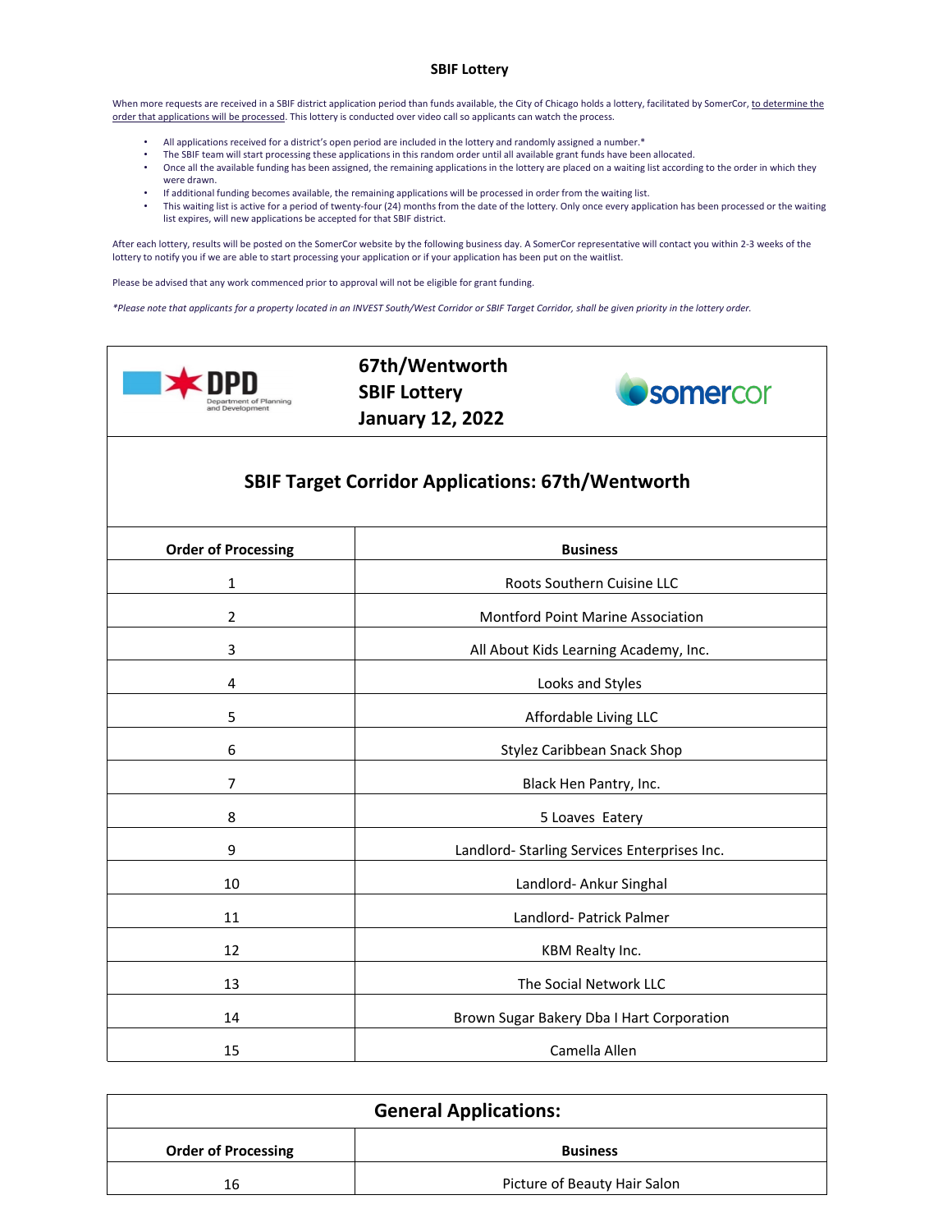## SBIF Lottery

When more requests are received in a SBIF district application period than funds available, the City of Chicago holds a lottery, facilitated by SomerCor, to determine the order that applications will be processed. This lottery is conducted over video call so applicants can watch the process.

- All applications received for a district's open period are included in the lottery and randomly assigned a number.*
- The SBIF team will start processing these applications in this random order until all available grant funds have been allocated.
- Once all the available funding has been assigned, the remaining applications in the lottery are placed on a waiting list according to the order in which they were drawn.
- If additional funding becomes available, the remaining applications will be processed in order from the waiting list.
- This waiting list is active for a period of twenty-four (24) months from the date of the lottery. Only once every application has been processed or the waiting list expires, will new applications be accepted for that SBIF district.

After each lottery, results will be posted on the SomerCor website by the following business day. A SomerCor representative will contact you within 2-3 weeks of the lottery to notify you if we are able to start processing your application or if your application has been put on the waitlist.

Please be advised that any work commenced prior to approval will not be eligible for grant funding.

*\*Please note that applicants for a property located in an INVEST South/West Corridor or SBIF Target Corridor, shall be given priority in the lottery order.*

DPD Department of Planning and Development

**67th/Wentworth SBIF Lottery January 12, 2022**

somercor

### SBIF Target Corridor Applications: 67th/Wentworth

| Order of Processing | Business |
|---|---|
| 1 | Roots Southern Cuisine LLC |
| 2 | Montford Point Marine Association |
| 3 | All About Kids Learning Academy, Inc. |
| 4 | Looks and Styles |
| 5 | Affordable Living LLC |
| 6 | Stylez Caribbean Snack Shop |
| 7 | Black Hen Pantry, Inc. |
| 8 | 5 Loaves Eatery |
| 9 | Landlord- Starling Services Enterprises Inc. |
| 10 | Landlord- Ankur Singhal |
| 11 | Landlord- Patrick Palmer |
| 12 | KBM Realty Inc. |
| 13 | The Social Network LLC |
| 14 | Brown Sugar Bakery Dba I Hart Corporation |
| 15 | Camella Allen |

### General Applications:

| Order of Processing | Business |
|---|---|
| 16 | Picture of Beauty Hair Salon |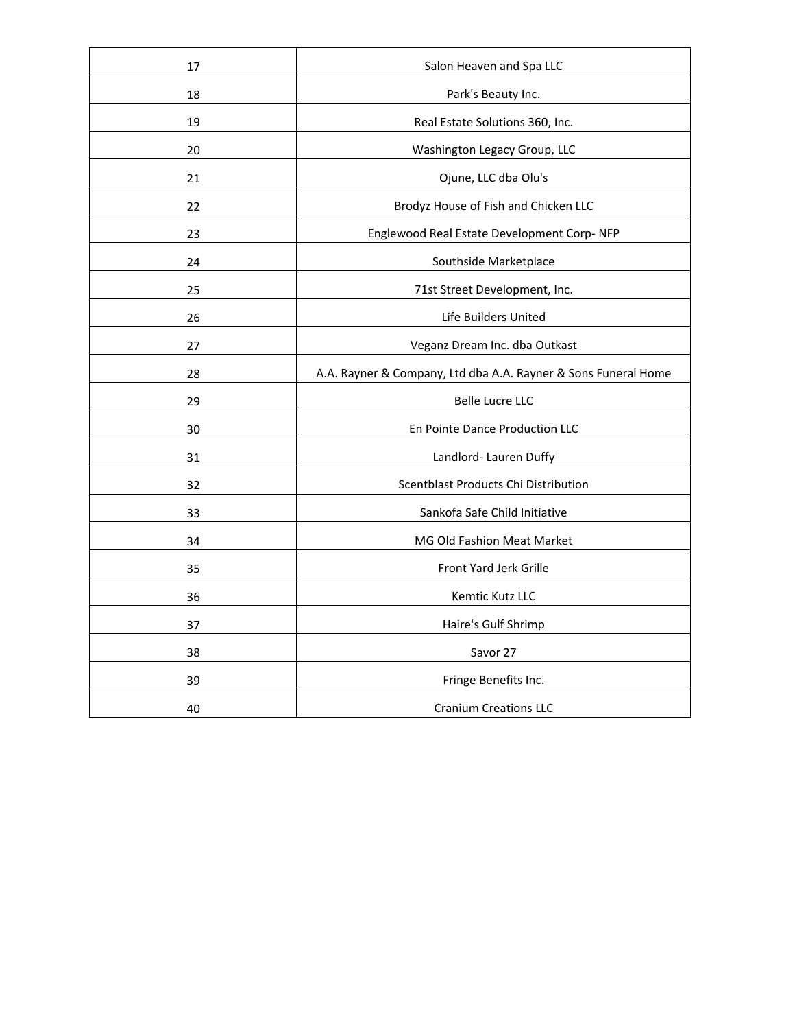| | |
|---|---|
| 17 | Salon Heaven and Spa LLC |
| 18 | Park's Beauty Inc. |
| 19 | Real Estate Solutions 360, Inc. |
| 20 | Washington Legacy Group, LLC |
| 21 | Ojune, LLC dba Olu's |
| 22 | Brodyz House of Fish and Chicken LLC |
| 23 | Englewood Real Estate Development Corp- NFP |
| 24 | Southside Marketplace |
| 25 | 71st Street Development, Inc. |
| 26 | Life Builders United |
| 27 | Veganz Dream Inc. dba Outkast |
| 28 | A.A. Rayner & Company, Ltd dba A.A. Rayner & Sons Funeral Home |
| 29 | Belle Lucre LLC |
| 30 | En Pointe Dance Production LLC |
| 31 | Landlord- Lauren Duffy |
| 32 | Scentblast Products Chi Distribution |
| 33 | Sankofa Safe Child Initiative |
| 34 | MG Old Fashion Meat Market |
| 35 | Front Yard Jerk Grille |
| 36 | Kemtic Kutz LLC |
| 37 | Haire's Gulf Shrimp |
| 38 | Savor 27 |
| 39 | Fringe Benefits Inc. |
| 40 | Cranium Creations LLC |